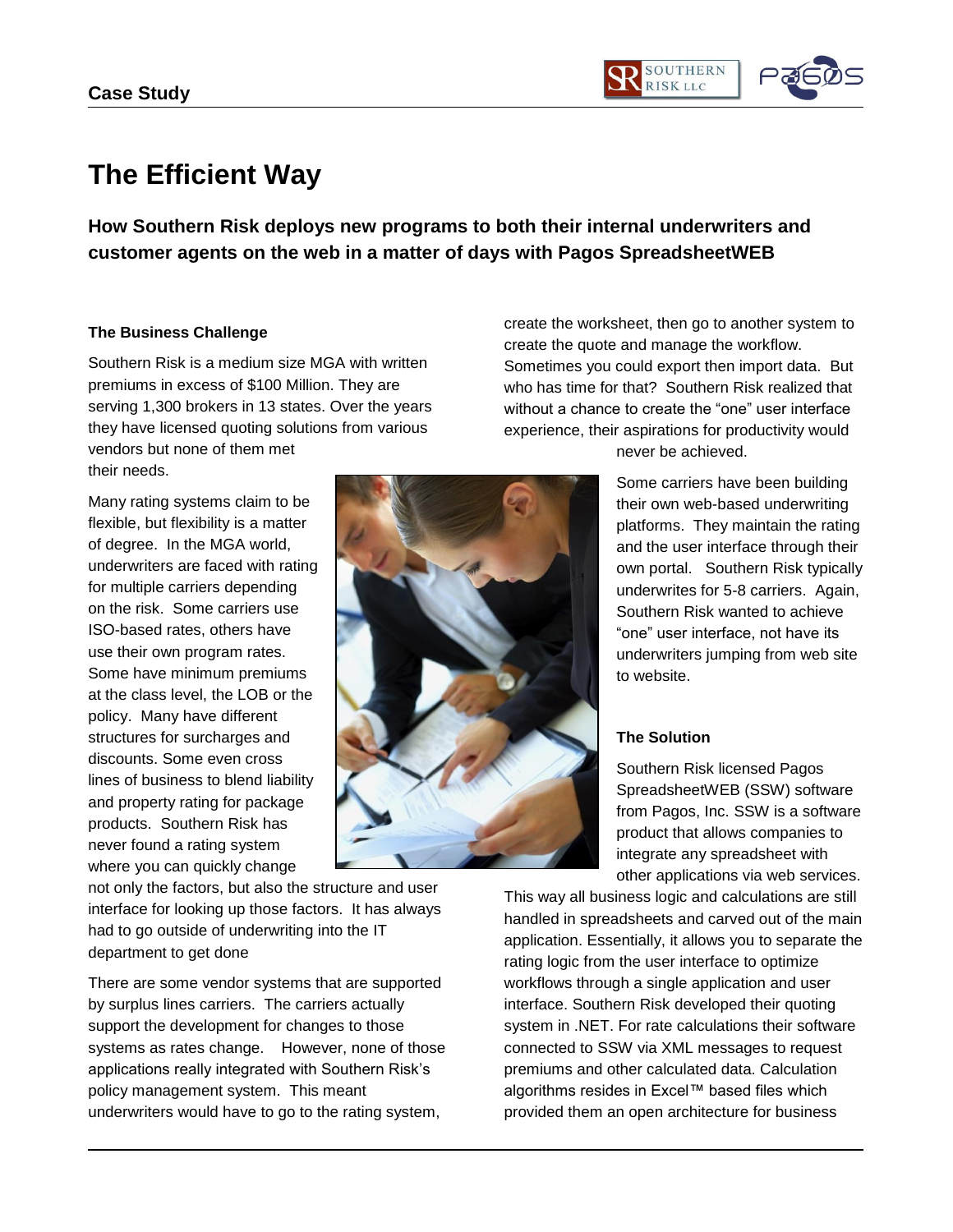# The Efficient Way

## How Southern Risk deploys new programs to both their internal underwriters and customer agents on the web in a matter of days with Pagos SpreadsheetWEB

### The Business Challenge

Southern Risk is a medium size MGA with written premiums in excess of $100 Million. They are serving 1,300 brokers in 13 states. Over the years they have licensed quoting solutions from various vendors but none of them met their needs.

Many rating systems claim to be flexible, but flexibility is a matter of degree. In the MGA world, underwriters are faced with rating for multiple carriers depending on the risk. Some carriers use ISO-based rates, others have use their own program rates. Some have minimum premiums at the class level, the LOB or the policy. Many have different structures for surcharges and discounts. Some even cross lines of business to blend liability and property rating for package products. Southern Risk has never found a rating system where you can quickly change not only the factors, but also the structure and user interface for looking up those factors. It has always had to go outside of underwriting into the IT department to get done

There are some vendor systems that are supported by surplus lines carriers. The carriers actually support the development for changes to those systems as rates change. However, none of those applications really integrated with Southern Risk's policy management system. This meant underwriters would have to go to the rating system, create the worksheet, then go to another system to create the quote and manage the workflow. Sometimes you could export then import data. But who has time for that? Southern Risk realized that without a chance to create the "one" user interface experience, their aspirations for productivity would never be achieved.

Some carriers have been building their own web-based underwriting platforms. They maintain the rating and the user interface through their own portal. Southern Risk typically underwrites for 5-8 carriers. Again, Southern Risk wanted to achieve "one" user interface, not have its underwriters jumping from web site to website.

### The Solution

Southern Risk licensed Pagos SpreadsheetWEB (SSW) software from Pagos, Inc. SSW is a software product that allows companies to integrate any spreadsheet with other applications via web services. This way all business logic and calculations are still handled in spreadsheets and carved out of the main application. Essentially, it allows you to separate the rating logic from the user interface to optimize workflows through a single application and user interface. Southern Risk developed their quoting system in .NET. For rate calculations their software connected to SSW via XML messages to request premiums and other calculated data. Calculation algorithms resides in Excel™ based files which provided them an open architecture for business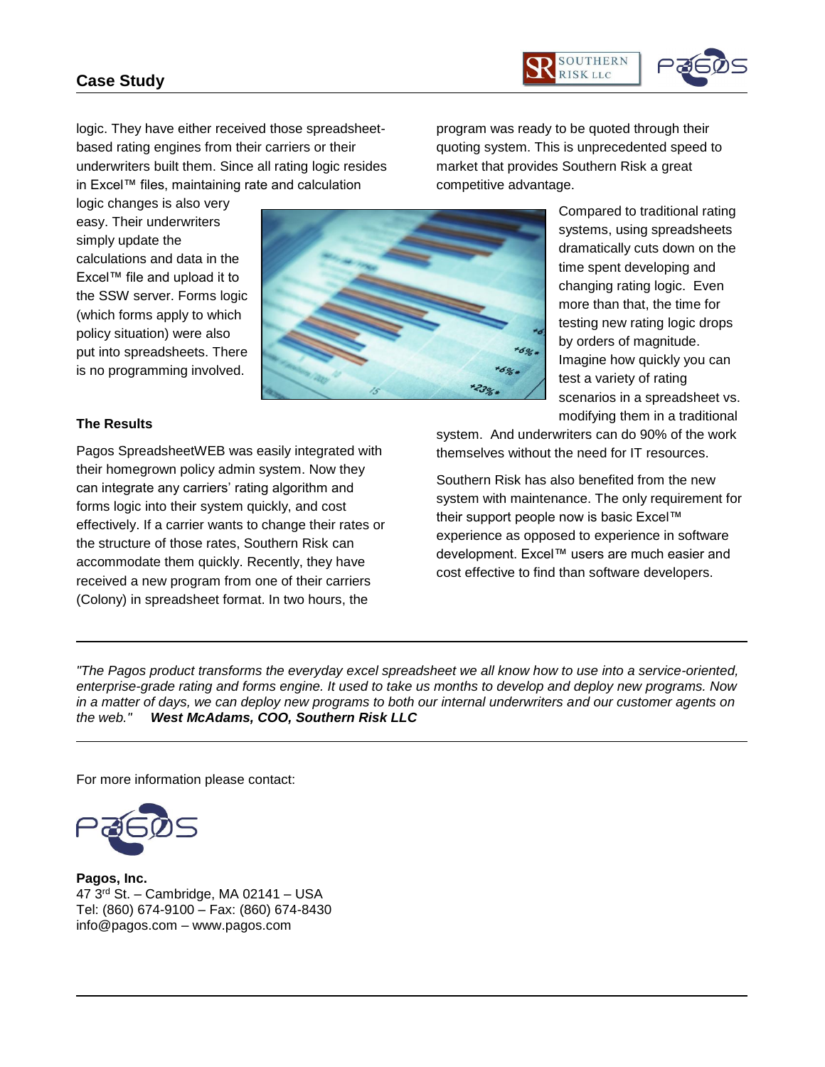logic. They have either received those spreadsheet-based rating engines from their carriers or their underwriters built them. Since all rating logic resides in Excel™ files, maintaining rate and calculation logic changes is also very easy. Their underwriters simply update the calculations and data in the Excel™ file and upload it to the SSW server. Forms logic (which forms apply to which policy situation) were also put into spreadsheets. There is no programming involved.

### The Results

Pagos SpreadsheetWEB was easily integrated with their homegrown policy admin system. Now they can integrate any carriers' rating algorithm and forms logic into their system quickly, and cost effectively. If a carrier wants to change their rates or the structure of those rates, Southern Risk can accommodate them quickly. Recently, they have received a new program from one of their carriers (Colony) in spreadsheet format. In two hours, the program was ready to be quoted through their quoting system. This is unprecedented speed to market that provides Southern Risk a great competitive advantage.

Compared to traditional rating systems, using spreadsheets dramatically cuts down on the time spent developing and changing rating logic. Even more than that, the time for testing new rating logic drops by orders of magnitude. Imagine how quickly you can test a variety of rating scenarios in a spreadsheet vs. modifying them in a traditional system. And underwriters can do 90% of the work themselves without the need for IT resources.

Southern Risk has also benefited from the new system with maintenance. The only requirement for their support people now is basic Excel™ experience as opposed to experience in software development. Excel™ users are much easier and cost effective to find than software developers.

---

*"The Pagos product transforms the everyday excel spreadsheet we all know how to use into a service-oriented, enterprise-grade rating and forms engine. It used to take us months to develop and deploy new programs. Now in a matter of days, we can deploy new programs to both our internal underwriters and our customer agents on the web."* ***West McAdams, COO, Southern Risk LLC***

---

For more information please contact:

**Pagos, Inc.**
47 3rd St. – Cambridge, MA 02141 – USA
Tel: (860) 674-9100 – Fax: (860) 674-8430
info@pagos.com – www.pagos.com